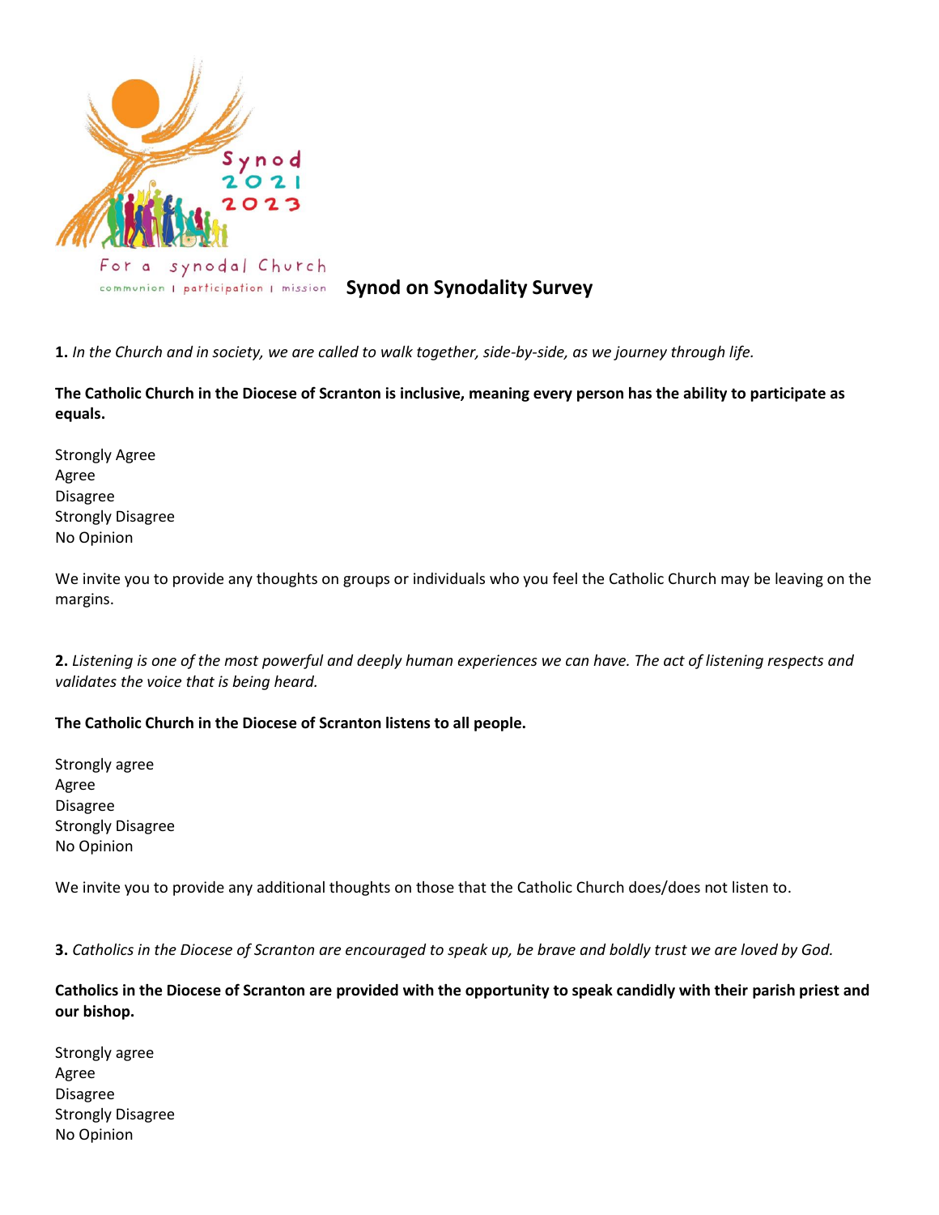Synod 2021 2023

For a synodal Church

communion | participation | mission

# Synod on Synodality Survey

**1.** *In the Church and in society, we are called to walk together, side-by-side, as we journey through life.*

**The Catholic Church in the Diocese of Scranton is inclusive, meaning every person has the ability to participate as equals.**

Strongly Agree
Agree
Disagree
Strongly Disagree
No Opinion

We invite you to provide any thoughts on groups or individuals who you feel the Catholic Church may be leaving on the margins.

**2.** *Listening is one of the most powerful and deeply human experiences we can have. The act of listening respects and validates the voice that is being heard.*

**The Catholic Church in the Diocese of Scranton listens to all people.**

Strongly agree
Agree
Disagree
Strongly Disagree
No Opinion

We invite you to provide any additional thoughts on those that the Catholic Church does/does not listen to.

**3.** *Catholics in the Diocese of Scranton are encouraged to speak up, be brave and boldly trust we are loved by God.*

**Catholics in the Diocese of Scranton are provided with the opportunity to speak candidly with their parish priest and our bishop.**

Strongly agree
Agree
Disagree
Strongly Disagree
No Opinion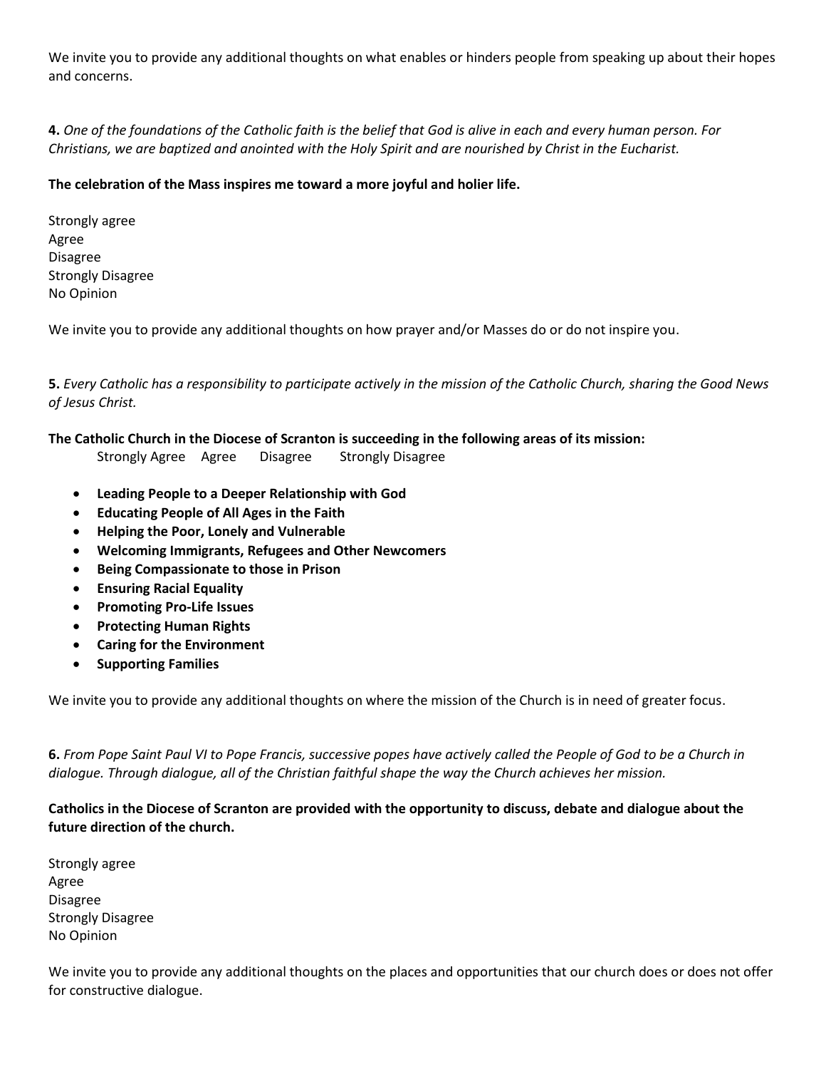We invite you to provide any additional thoughts on what enables or hinders people from speaking up about their hopes and concerns.

**4.** *One of the foundations of the Catholic faith is the belief that God is alive in each and every human person. For Christians, we are baptized and anointed with the Holy Spirit and are nourished by Christ in the Eucharist.*

**The celebration of the Mass inspires me toward a more joyful and holier life.**

Strongly agree
Agree
Disagree
Strongly Disagree
No Opinion

We invite you to provide any additional thoughts on how prayer and/or Masses do or do not inspire you.

**5.** *Every Catholic has a responsibility to participate actively in the mission of the Catholic Church, sharing the Good News of Jesus Christ.*

**The Catholic Church in the Diocese of Scranton is succeeding in the following areas of its mission:**

Strongly Agree Agree Disagree Strongly Disagree

- **Leading People to a Deeper Relationship with God**
- **Educating People of All Ages in the Faith**
- **Helping the Poor, Lonely and Vulnerable**
- **Welcoming Immigrants, Refugees and Other Newcomers**
- **Being Compassionate to those in Prison**
- **Ensuring Racial Equality**
- **Promoting Pro-Life Issues**
- **Protecting Human Rights**
- **Caring for the Environment**
- **Supporting Families**

We invite you to provide any additional thoughts on where the mission of the Church is in need of greater focus.

**6.** *From Pope Saint Paul VI to Pope Francis, successive popes have actively called the People of God to be a Church in dialogue. Through dialogue, all of the Christian faithful shape the way the Church achieves her mission.*

**Catholics in the Diocese of Scranton are provided with the opportunity to discuss, debate and dialogue about the future direction of the church.**

Strongly agree
Agree
Disagree
Strongly Disagree
No Opinion

We invite you to provide any additional thoughts on the places and opportunities that our church does or does not offer for constructive dialogue.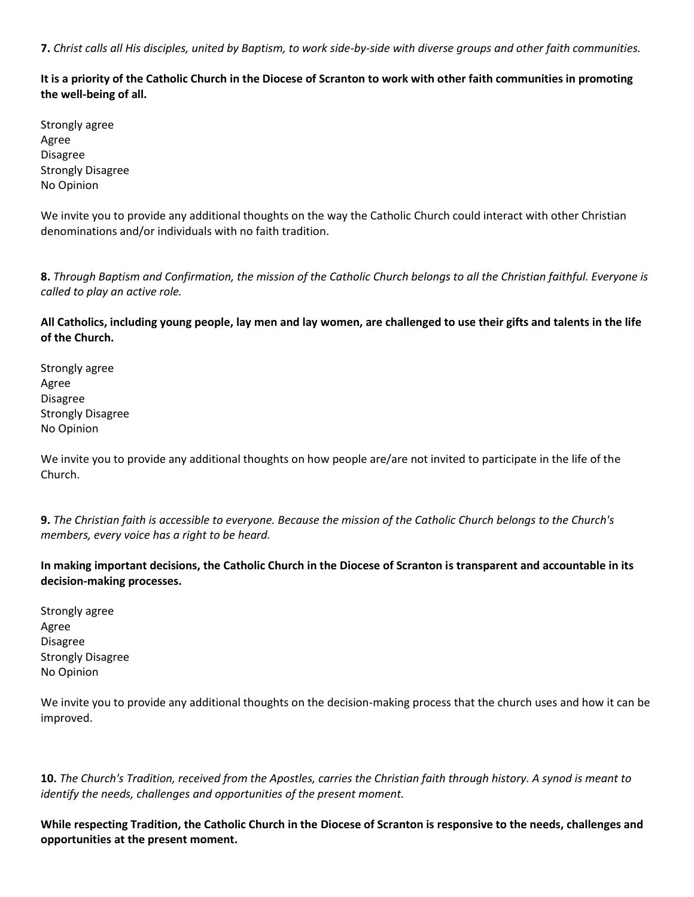**7.** *Christ calls all His disciples, united by Baptism, to work side-by-side with diverse groups and other faith communities.*

**It is a priority of the Catholic Church in the Diocese of Scranton to work with other faith communities in promoting the well-being of all.**

Strongly agree
Agree
Disagree
Strongly Disagree
No Opinion

We invite you to provide any additional thoughts on the way the Catholic Church could interact with other Christian denominations and/or individuals with no faith tradition.

**8.** *Through Baptism and Confirmation, the mission of the Catholic Church belongs to all the Christian faithful. Everyone is called to play an active role.*

**All Catholics, including young people, lay men and lay women, are challenged to use their gifts and talents in the life of the Church.**

Strongly agree
Agree
Disagree
Strongly Disagree
No Opinion

We invite you to provide any additional thoughts on how people are/are not invited to participate in the life of the Church.

**9.** *The Christian faith is accessible to everyone. Because the mission of the Catholic Church belongs to the Church's members, every voice has a right to be heard.*

**In making important decisions, the Catholic Church in the Diocese of Scranton is transparent and accountable in its decision-making processes.**

Strongly agree
Agree
Disagree
Strongly Disagree
No Opinion

We invite you to provide any additional thoughts on the decision-making process that the church uses and how it can be improved.

**10.** *The Church's Tradition, received from the Apostles, carries the Christian faith through history. A synod is meant to identify the needs, challenges and opportunities of the present moment.*

**While respecting Tradition, the Catholic Church in the Diocese of Scranton is responsive to the needs, challenges and opportunities at the present moment.**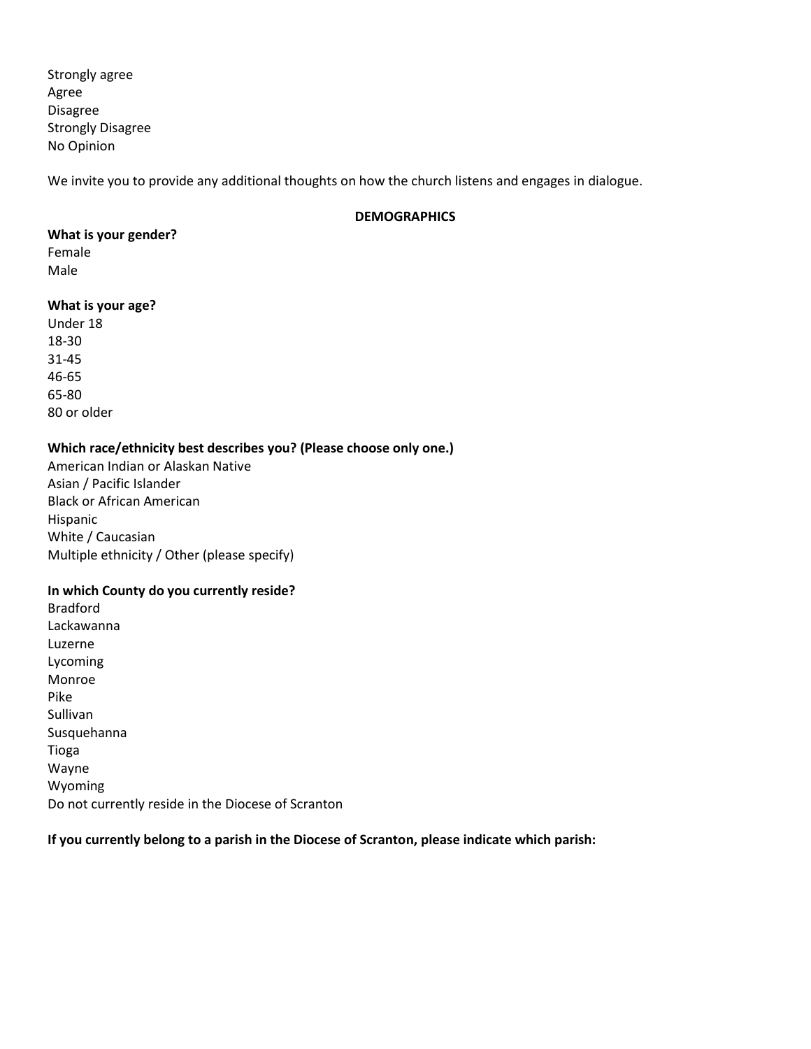Strongly agree
Agree
Disagree
Strongly Disagree
No Opinion

We invite you to provide any additional thoughts on how the church listens and engages in dialogue.

## DEMOGRAPHICS

**What is your gender?**
Female
Male

**What is your age?**
Under 18
18-30
31-45
46-65
65-80
80 or older

**Which race/ethnicity best describes you? (Please choose only one.)**
American Indian or Alaskan Native
Asian / Pacific Islander
Black or African American
Hispanic
White / Caucasian
Multiple ethnicity / Other (please specify)

**In which County do you currently reside?**
Bradford
Lackawanna
Luzerne
Lycoming
Monroe
Pike
Sullivan
Susquehanna
Tioga
Wayne
Wyoming
Do not currently reside in the Diocese of Scranton

**If you currently belong to a parish in the Diocese of Scranton, please indicate which parish:**